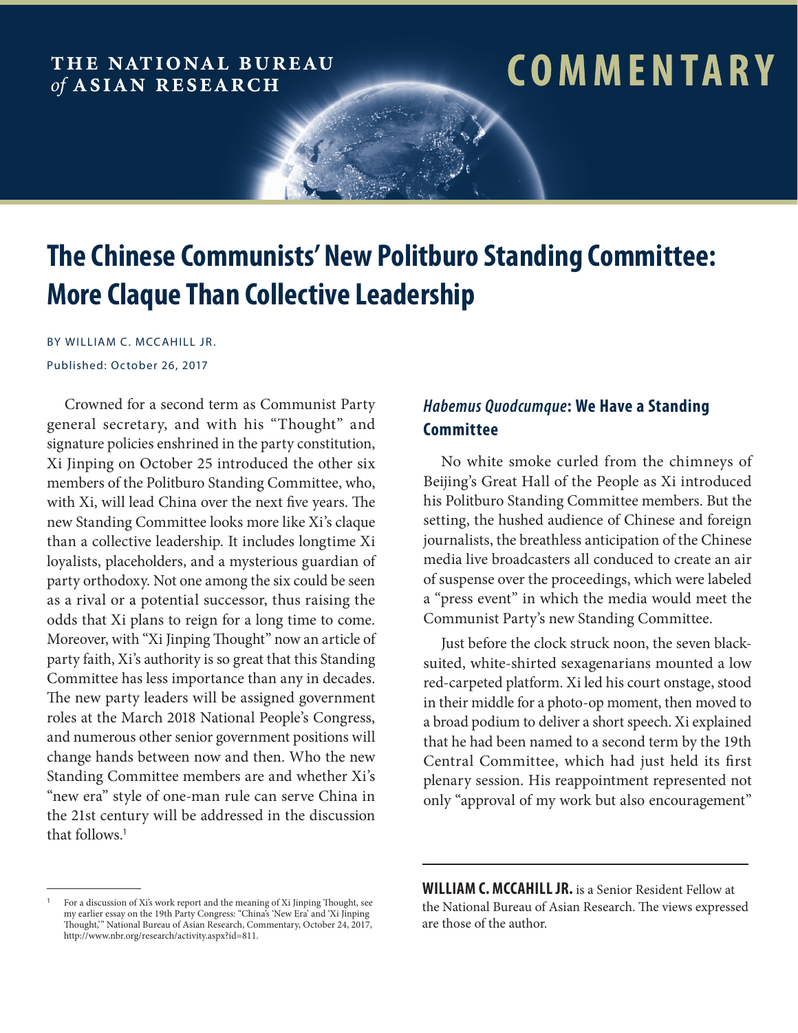THE NATIONAL BUREAU *of* ASIAN RESEARCH

COMMENTARY

# The Chinese Communists' New Politburo Standing Committee: More Claque Than Collective Leadership

BY WILLIAM C. MCCAHILL JR.

Published: October 26, 2017

Crowned for a second term as Communist Party general secretary, and with his "Thought" and signature policies enshrined in the party constitution, Xi Jinping on October 25 introduced the other six members of the Politburo Standing Committee, who, with Xi, will lead China over the next five years. The new Standing Committee looks more like Xi's claque than a collective leadership. It includes longtime Xi loyalists, placeholders, and a mysterious guardian of party orthodoxy. Not one among the six could be seen as a rival or a potential successor, thus raising the odds that Xi plans to reign for a long time to come. Moreover, with "Xi Jinping Thought" now an article of party faith, Xi's authority is so great that this Standing Committee has less importance than any in decades. The new party leaders will be assigned government roles at the March 2018 National People's Congress, and numerous other senior government positions will change hands between now and then. Who the new Standing Committee members are and whether Xi's "new era" style of one-man rule can serve China in the 21st century will be addressed in the discussion that follows.[1]

## *Habemus Quodcumque*: We Have a Standing Committee

No white smoke curled from the chimneys of Beijing's Great Hall of the People as Xi introduced his Politburo Standing Committee members. But the setting, the hushed audience of Chinese and foreign journalists, the breathless anticipation of the Chinese media live broadcasters all conduced to create an air of suspense over the proceedings, which were labeled a "press event" in which the media would meet the Communist Party's new Standing Committee.

Just before the clock struck noon, the seven black-suited, white-shirted sexagenarians mounted a low red-carpeted platform. Xi led his court onstage, stood in their middle for a photo-op moment, then moved to a broad podium to deliver a short speech. Xi explained that he had been named to a second term by the 19th Central Committee, which had just held its first plenary session. His reappointment represented not only "approval of my work but also encouragement"

---

**WILLIAM C. MCCAHILL JR.** is a Senior Resident Fellow at the National Bureau of Asian Research. The views expressed are those of the author.

[1] For a discussion of Xi's work report and the meaning of Xi Jinping Thought, see my earlier essay on the 19th Party Congress: "China's 'New Era' and 'Xi Jinping Thought,'" National Bureau of Asian Research, Commentary, October 24, 2017, http://www.nbr.org/research/activity.aspx?id=811.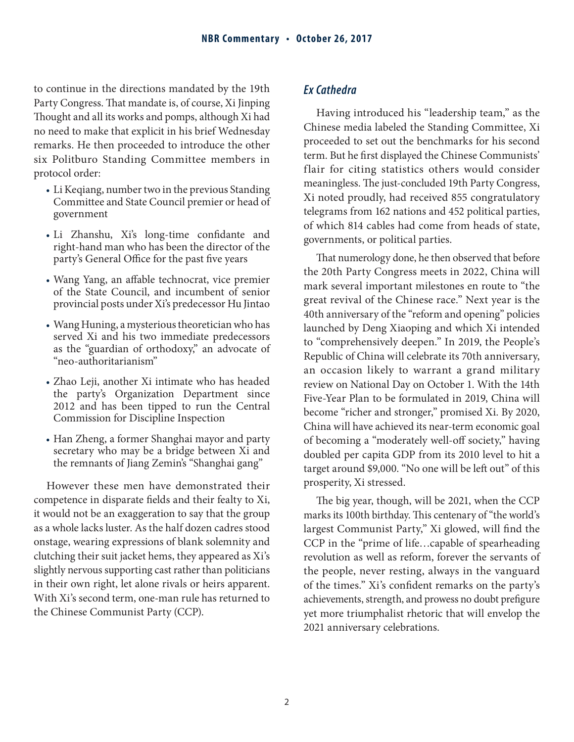to continue in the directions mandated by the 19th Party Congress. That mandate is, of course, Xi Jinping Thought and all its works and pomps, although Xi had no need to make that explicit in his brief Wednesday remarks. He then proceeded to introduce the other six Politburo Standing Committee members in protocol order:

- Li Keqiang, number two in the previous Standing Committee and State Council premier or head of government
- Li Zhanshu, Xi's long-time confidante and right-hand man who has been the director of the party's General Office for the past five years
- Wang Yang, an affable technocrat, vice premier of the State Council, and incumbent of senior provincial posts under Xi's predecessor Hu Jintao
- Wang Huning, a mysterious theoretician who has served Xi and his two immediate predecessors as the "guardian of orthodoxy," an advocate of "neo-authoritarianism"
- Zhao Leji, another Xi intimate who has headed the party's Organization Department since 2012 and has been tipped to run the Central Commission for Discipline Inspection
- Han Zheng, a former Shanghai mayor and party secretary who may be a bridge between Xi and the remnants of Jiang Zemin's "Shanghai gang"

However these men have demonstrated their competence in disparate fields and their fealty to Xi, it would not be an exaggeration to say that the group as a whole lacks luster. As the half dozen cadres stood onstage, wearing expressions of blank solemnity and clutching their suit jacket hems, they appeared as Xi's slightly nervous supporting cast rather than politicians in their own right, let alone rivals or heirs apparent. With Xi's second term, one-man rule has returned to the Chinese Communist Party (CCP).

### *Ex Cathedra*

Having introduced his "leadership team," as the Chinese media labeled the Standing Committee, Xi proceeded to set out the benchmarks for his second term. But he first displayed the Chinese Communists' flair for citing statistics others would consider meaningless. The just-concluded 19th Party Congress, Xi noted proudly, had received 855 congratulatory telegrams from 162 nations and 452 political parties, of which 814 cables had come from heads of state, governments, or political parties.

That numerology done, he then observed that before the 20th Party Congress meets in 2022, China will mark several important milestones en route to "the great revival of the Chinese race." Next year is the 40th anniversary of the "reform and opening" policies launched by Deng Xiaoping and which Xi intended to "comprehensively deepen." In 2019, the People's Republic of China will celebrate its 70th anniversary, an occasion likely to warrant a grand military review on National Day on October 1. With the 14th Five-Year Plan to be formulated in 2019, China will become "richer and stronger," promised Xi. By 2020, China will have achieved its near-term economic goal of becoming a "moderately well-off society," having doubled per capita GDP from its 2010 level to hit a target around $9,000. "No one will be left out" of this prosperity, Xi stressed.

The big year, though, will be 2021, when the CCP marks its 100th birthday. This centenary of "the world's largest Communist Party," Xi glowed, will find the CCP in the "prime of life…capable of spearheading revolution as well as reform, forever the servants of the people, never resting, always in the vanguard of the times." Xi's confident remarks on the party's achievements, strength, and prowess no doubt prefigure yet more triumphalist rhetoric that will envelop the 2021 anniversary celebrations.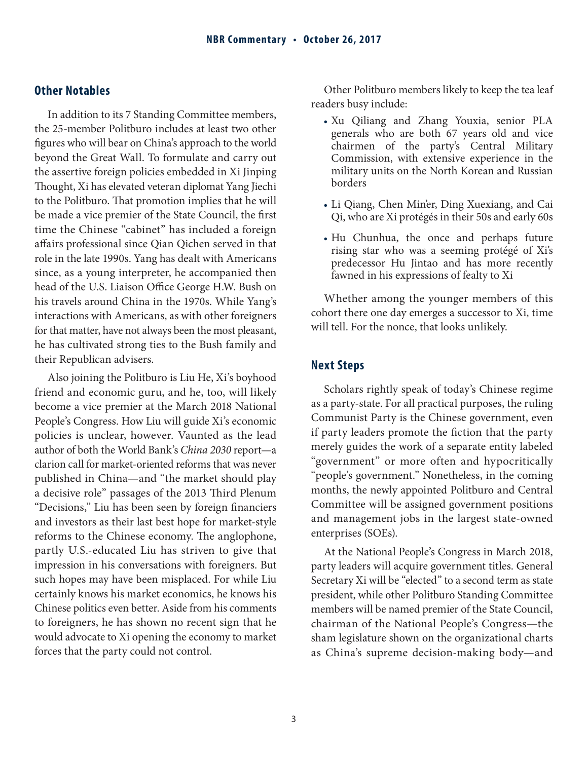## Other Notables

In addition to its 7 Standing Committee members, the 25-member Politburo includes at least two other figures who will bear on China's approach to the world beyond the Great Wall. To formulate and carry out the assertive foreign policies embedded in Xi Jinping Thought, Xi has elevated veteran diplomat Yang Jiechi to the Politburo. That promotion implies that he will be made a vice premier of the State Council, the first time the Chinese "cabinet" has included a foreign affairs professional since Qian Qichen served in that role in the late 1990s. Yang has dealt with Americans since, as a young interpreter, he accompanied then head of the U.S. Liaison Office George H.W. Bush on his travels around China in the 1970s. While Yang's interactions with Americans, as with other foreigners for that matter, have not always been the most pleasant, he has cultivated strong ties to the Bush family and their Republican advisers.

Also joining the Politburo is Liu He, Xi's boyhood friend and economic guru, and he, too, will likely become a vice premier at the March 2018 National People's Congress. How Liu will guide Xi's economic policies is unclear, however. Vaunted as the lead author of both the World Bank's *China 2030* report—a clarion call for market-oriented reforms that was never published in China—and "the market should play a decisive role" passages of the 2013 Third Plenum "Decisions," Liu has been seen by foreign financiers and investors as their last best hope for market-style reforms to the Chinese economy. The anglophone, partly U.S.-educated Liu has striven to give that impression in his conversations with foreigners. But such hopes may have been misplaced. For while Liu certainly knows his market economics, he knows his Chinese politics even better. Aside from his comments to foreigners, he has shown no recent sign that he would advocate to Xi opening the economy to market forces that the party could not control.

Other Politburo members likely to keep the tea leaf readers busy include:

- Xu Qiliang and Zhang Youxia, senior PLA generals who are both 67 years old and vice chairmen of the party's Central Military Commission, with extensive experience in the military units on the North Korean and Russian borders
- Li Qiang, Chen Min'er, Ding Xuexiang, and Cai Qi, who are Xi protégés in their 50s and early 60s
- Hu Chunhua, the once and perhaps future rising star who was a seeming protégé of Xi's predecessor Hu Jintao and has more recently fawned in his expressions of fealty to Xi

Whether among the younger members of this cohort there one day emerges a successor to Xi, time will tell. For the nonce, that looks unlikely.

## Next Steps

Scholars rightly speak of today's Chinese regime as a party-state. For all practical purposes, the ruling Communist Party is the Chinese government, even if party leaders promote the fiction that the party merely guides the work of a separate entity labeled "government" or more often and hypocritically "people's government." Nonetheless, in the coming months, the newly appointed Politburo and Central Committee will be assigned government positions and management jobs in the largest state-owned enterprises (SOEs).

At the National People's Congress in March 2018, party leaders will acquire government titles. General Secretary Xi will be "elected" to a second term as state president, while other Politburo Standing Committee members will be named premier of the State Council, chairman of the National People's Congress—the sham legislature shown on the organizational charts as China's supreme decision-making body—and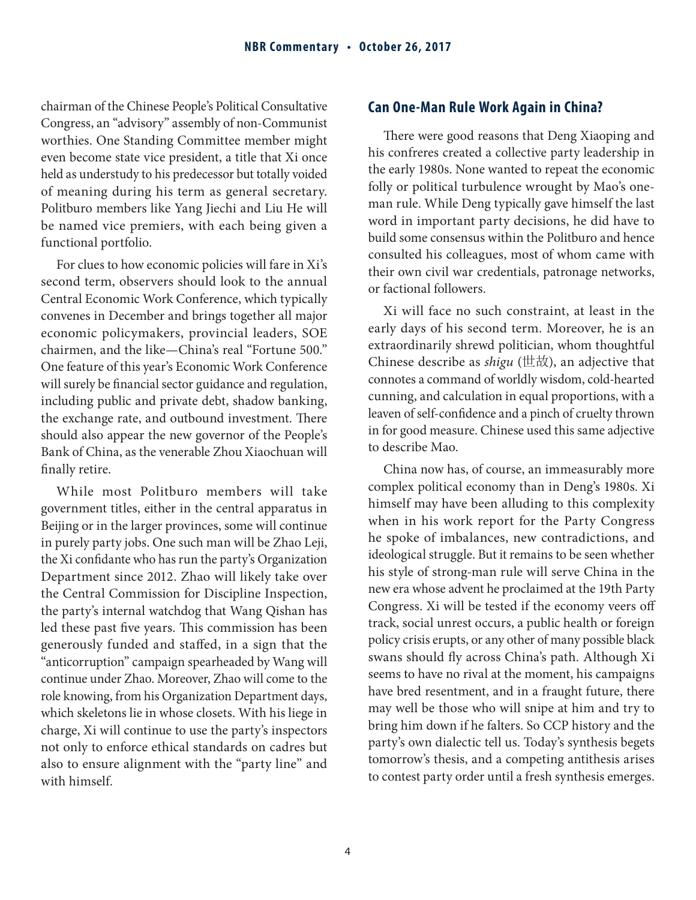chairman of the Chinese People's Political Consultative Congress, an "advisory" assembly of non-Communist worthies. One Standing Committee member might even become state vice president, a title that Xi once held as understudy to his predecessor but totally voided of meaning during his term as general secretary. Politburo members like Yang Jiechi and Liu He will be named vice premiers, with each being given a functional portfolio.

For clues to how economic policies will fare in Xi's second term, observers should look to the annual Central Economic Work Conference, which typically convenes in December and brings together all major economic policymakers, provincial leaders, SOE chairmen, and the like—China's real "Fortune 500." One feature of this year's Economic Work Conference will surely be financial sector guidance and regulation, including public and private debt, shadow banking, the exchange rate, and outbound investment. There should also appear the new governor of the People's Bank of China, as the venerable Zhou Xiaochuan will finally retire.

While most Politburo members will take government titles, either in the central apparatus in Beijing or in the larger provinces, some will continue in purely party jobs. One such man will be Zhao Leji, the Xi confidante who has run the party's Organization Department since 2012. Zhao will likely take over the Central Commission for Discipline Inspection, the party's internal watchdog that Wang Qishan has led these past five years. This commission has been generously funded and staffed, in a sign that the "anticorruption" campaign spearheaded by Wang will continue under Zhao. Moreover, Zhao will come to the role knowing, from his Organization Department days, which skeletons lie in whose closets. With his liege in charge, Xi will continue to use the party's inspectors not only to enforce ethical standards on cadres but also to ensure alignment with the "party line" and with himself.

## Can One-Man Rule Work Again in China?

There were good reasons that Deng Xiaoping and his confreres created a collective party leadership in the early 1980s. None wanted to repeat the economic folly or political turbulence wrought by Mao's one-man rule. While Deng typically gave himself the last word in important party decisions, he did have to build some consensus within the Politburo and hence consulted his colleagues, most of whom came with their own civil war credentials, patronage networks, or factional followers.

Xi will face no such constraint, at least in the early days of his second term. Moreover, he is an extraordinarily shrewd politician, whom thoughtful Chinese describe as *shigu* (世故), an adjective that connotes a command of worldly wisdom, cold-hearted cunning, and calculation in equal proportions, with a leaven of self-confidence and a pinch of cruelty thrown in for good measure. Chinese used this same adjective to describe Mao.

China now has, of course, an immeasurably more complex political economy than in Deng's 1980s. Xi himself may have been alluding to this complexity when in his work report for the Party Congress he spoke of imbalances, new contradictions, and ideological struggle. But it remains to be seen whether his style of strong-man rule will serve China in the new era whose advent he proclaimed at the 19th Party Congress. Xi will be tested if the economy veers off track, social unrest occurs, a public health or foreign policy crisis erupts, or any other of many possible black swans should fly across China's path. Although Xi seems to have no rival at the moment, his campaigns have bred resentment, and in a fraught future, there may well be those who will snipe at him and try to bring him down if he falters. So CCP history and the party's own dialectic tell us. Today's synthesis begets tomorrow's thesis, and a competing antithesis arises to contest party order until a fresh synthesis emerges.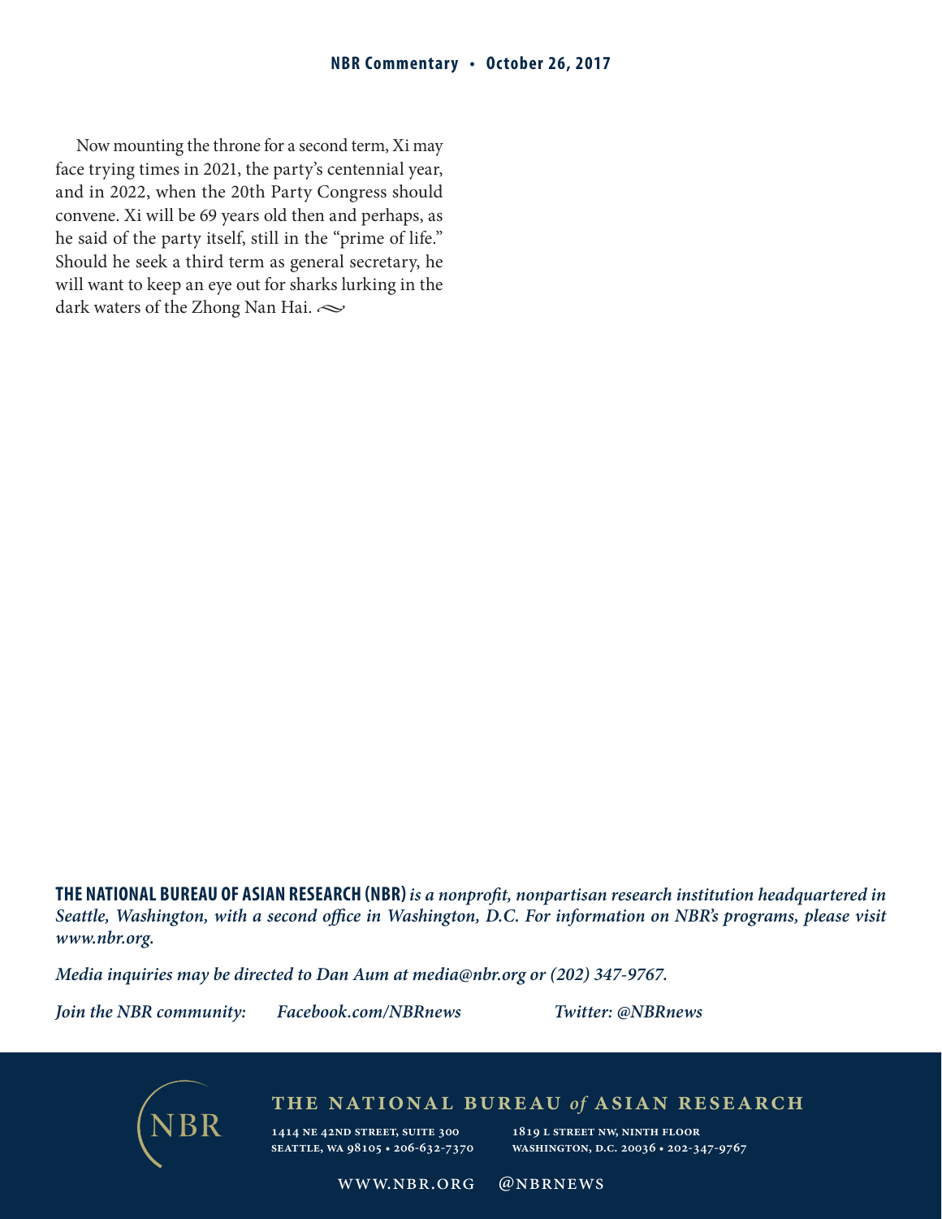Now mounting the throne for a second term, Xi may face trying times in 2021, the party's centennial year, and in 2022, when the 20th Party Congress should convene. Xi will be 69 years old then and perhaps, as he said of the party itself, still in the "prime of life." Should he seek a third term as general secretary, he will want to keep an eye out for sharks lurking in the dark waters of the Zhong Nan Hai.

**THE NATIONAL BUREAU OF ASIAN RESEARCH (NBR)** *is a nonprofit, nonpartisan research institution headquartered in Seattle, Washington, with a second office in Washington, D.C. For information on NBR's programs, please visit www.nbr.org.*

*Media inquiries may be directed to Dan Aum at media@nbr.org or (202) 347-9767.*

*Join the NBR community:* *Facebook.com/NBRnews* *Twitter: @NBRnews*

NBR

**THE NATIONAL BUREAU *of* ASIAN RESEARCH**

1414 NE 42ND STREET, SUITE 300
SEATTLE, WA 98105 • 206-632-7370

1819 L STREET NW, NINTH FLOOR
WASHINGTON, D.C. 20036 • 202-347-9767

WWW.NBR.ORG @NBRNEWS